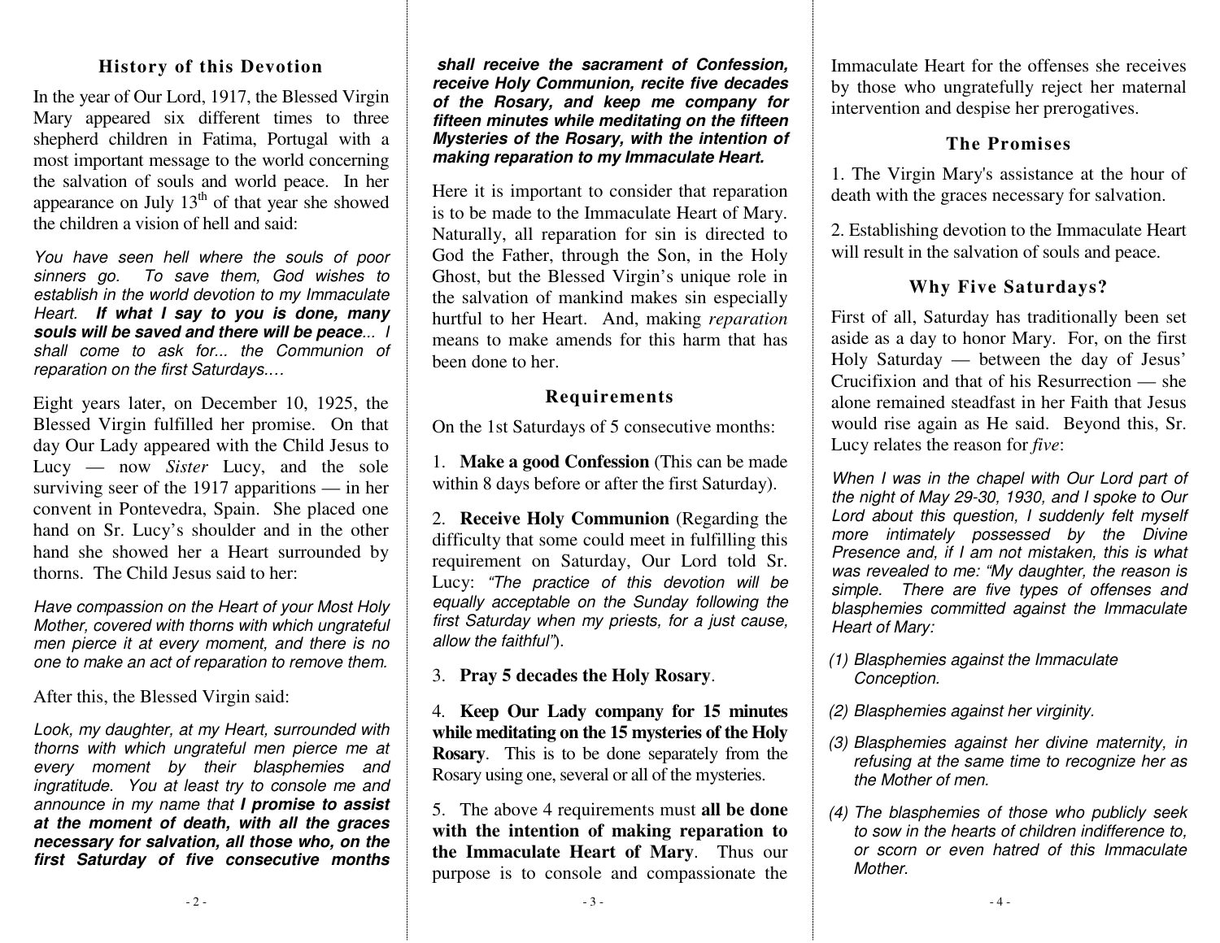## History of this Devotion

In the year of Our Lord, 1917, the Blessed Virgin Mary appeared six different times to three shepherd children in Fatima, Portugal with a most important message to the world concerning the salvation of souls and world peace. In her appearance on July 13th of that year she showed the children a vision of hell and said:

*You have seen hell where the souls of poor sinners go. To save them, God wishes to establish in the world devotion to my Immaculate Heart.* ***If what I say to you is done, many souls will be saved and there will be peace****... I shall come to ask for... the Communion of reparation on the first Saturdays.…*

Eight years later, on December 10, 1925, the Blessed Virgin fulfilled her promise. On that day Our Lady appeared with the Child Jesus to Lucy — now *Sister* Lucy, and the sole surviving seer of the 1917 apparitions — in her convent in Pontevedra, Spain. She placed one hand on Sr. Lucy's shoulder and in the other hand she showed her a Heart surrounded by thorns. The Child Jesus said to her:

*Have compassion on the Heart of your Most Holy Mother, covered with thorns with which ungrateful men pierce it at every moment, and there is no one to make an act of reparation to remove them.*

After this, the Blessed Virgin said:

*Look, my daughter, at my Heart, surrounded with thorns with which ungrateful men pierce me at every moment by their blasphemies and ingratitude. You at least try to console me and announce in my name that* ***I promise to assist at the moment of death, with all the graces necessary for salvation, all those who, on the first Saturday of five consecutive months shall receive the sacrament of Confession, receive Holy Communion, recite five decades of the Rosary, and keep me company for fifteen minutes while meditating on the fifteen Mysteries of the Rosary, with the intention of making reparation to my Immaculate Heart.***

Here it is important to consider that reparation is to be made to the Immaculate Heart of Mary. Naturally, all reparation for sin is directed to God the Father, through the Son, in the Holy Ghost, but the Blessed Virgin's unique role in the salvation of mankind makes sin especially hurtful to her Heart. And, making *reparation* means to make amends for this harm that has been done to her.

## Requirements

On the 1st Saturdays of 5 consecutive months:

1. **Make a good Confession** (This can be made within 8 days before or after the first Saturday).

2. **Receive Holy Communion** (Regarding the difficulty that some could meet in fulfilling this requirement on Saturday, Our Lord told Sr. Lucy: *"The practice of this devotion will be equally acceptable on the Sunday following the first Saturday when my priests, for a just cause, allow the faithful"*).

3. **Pray 5 decades the Holy Rosary**.

4. **Keep Our Lady company for 15 minutes while meditating on the 15 mysteries of the Holy Rosary**. This is to be done separately from the Rosary using one, several or all of the mysteries.

5. The above 4 requirements must **all be done with the intention of making reparation to the Immaculate Heart of Mary**. Thus our purpose is to console and compassionate the Immaculate Heart for the offenses she receives by those who ungratefully reject her maternal intervention and despise her prerogatives.

## The Promises

1. The Virgin Mary's assistance at the hour of death with the graces necessary for salvation.

2. Establishing devotion to the Immaculate Heart will result in the salvation of souls and peace.

## Why Five Saturdays?

First of all, Saturday has traditionally been set aside as a day to honor Mary. For, on the first Holy Saturday — between the day of Jesus' Crucifixion and that of his Resurrection — she alone remained steadfast in her Faith that Jesus would rise again as He said. Beyond this, Sr. Lucy relates the reason for *five*:

*When I was in the chapel with Our Lord part of the night of May 29-30, 1930, and I spoke to Our Lord about this question, I suddenly felt myself more intimately possessed by the Divine Presence and, if I am not mistaken, this is what was revealed to me: "My daughter, the reason is simple. There are five types of offenses and blasphemies committed against the Immaculate Heart of Mary:*

*(1) Blasphemies against the Immaculate Conception.*

*(2) Blasphemies against her virginity.*

*(3) Blasphemies against her divine maternity, in refusing at the same time to recognize her as the Mother of men.*

*(4) The blasphemies of those who publicly seek to sow in the hearts of children indifference to, or scorn or even hatred of this Immaculate Mother.*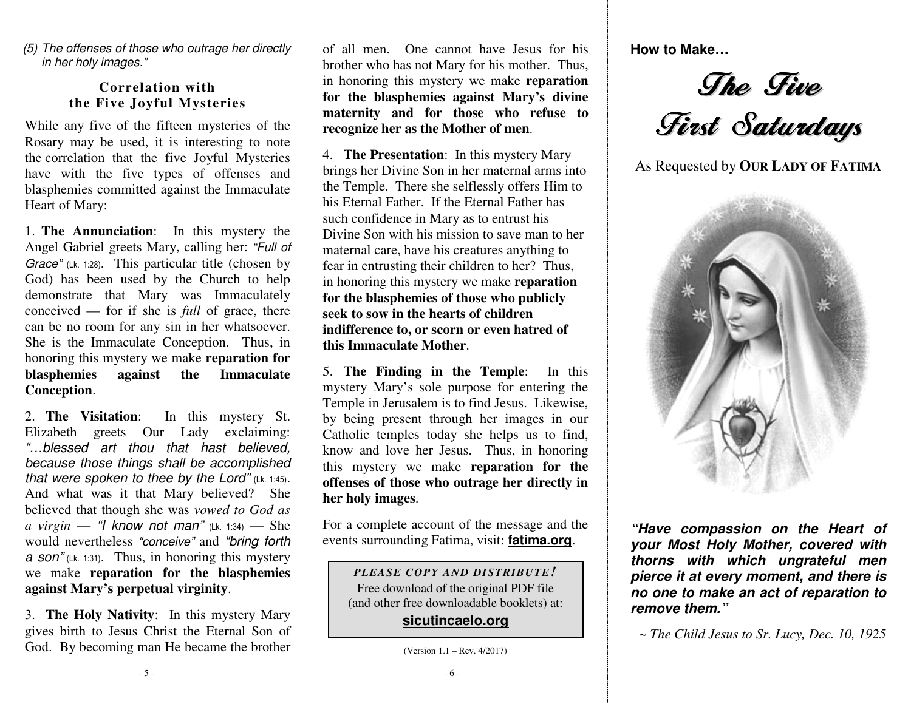*(5) The offenses of those who outrage her directly in her holy images."*

### Correlation with the Five Joyful Mysteries

While any five of the fifteen mysteries of the Rosary may be used, it is interesting to note the correlation that the five Joyful Mysteries have with the five types of offenses and blasphemies committed against the Immaculate Heart of Mary:

1. **The Annunciation**: In this mystery the Angel Gabriel greets Mary, calling her: *"Full of Grace"* (Lk. 1:28). This particular title (chosen by God) has been used by the Church to help demonstrate that Mary was Immaculately conceived — for if she is *full* of grace, there can be no room for any sin in her whatsoever. She is the Immaculate Conception. Thus, in honoring this mystery we make **reparation for blasphemies against the Immaculate Conception**.

2. **The Visitation**: In this mystery St. Elizabeth greets Our Lady exclaiming: *"…blessed art thou that hast believed, because those things shall be accomplished that were spoken to thee by the Lord"* (Lk. 1:45). And what was it that Mary believed? She believed that though she was *vowed to God as a virgin* — *"I know not man"* (Lk. 1:34) — She would nevertheless *"conceive"* and *"bring forth a son"* (Lk. 1:31). Thus, in honoring this mystery we make **reparation for the blasphemies against Mary's perpetual virginity**.

3. **The Holy Nativity**: In this mystery Mary gives birth to Jesus Christ the Eternal Son of God. By becoming man He became the brother of all men. One cannot have Jesus for his brother who has not Mary for his mother. Thus, in honoring this mystery we make **reparation for the blasphemies against Mary's divine maternity and for those who refuse to recognize her as the Mother of men**.

4. **The Presentation**: In this mystery Mary brings her Divine Son in her maternal arms into the Temple. There she selflessly offers Him to his Eternal Father. If the Eternal Father has such confidence in Mary as to entrust his Divine Son with his mission to save man to her maternal care, have his creatures anything to fear in entrusting their children to her? Thus, in honoring this mystery we make **reparation for the blasphemies of those who publicly seek to sow in the hearts of children indifference to, or scorn or even hatred of this Immaculate Mother**.

5. **The Finding in the Temple**: In this mystery Mary's sole purpose for entering the Temple in Jerusalem is to find Jesus. Likewise, by being present through her images in our Catholic temples today she helps us to find, know and love her Jesus. Thus, in honoring this mystery we make **reparation for the offenses of those who outrage her directly in her holy images**.

For a complete account of the message and the events surrounding Fatima, visit: **fatima.org**.

***PLEASE COPY AND DISTRIBUTE!***
Free download of the original PDF file (and other free downloadable booklets) at:
**sicutincaelo.org**

(Version 1.1 – Rev. 4/2017)

**How to Make…**

# The Five First Saturdays

As Requested by **OUR LADY OF FATIMA**

***"Have compassion on the Heart of your Most Holy Mother, covered with thorns with which ungrateful men pierce it at every moment, and there is no one to make an act of reparation to remove them."***

*~ The Child Jesus to Sr. Lucy, Dec. 10, 1925*